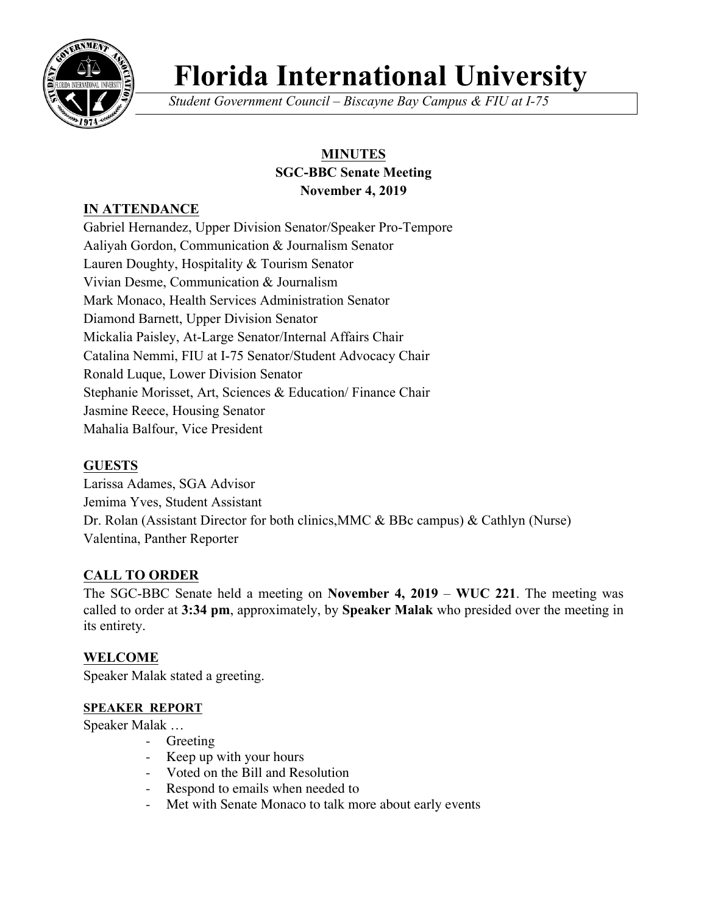# Florida International University

*Student Government Council – Biscayne Bay Campus & FIU at I-75*

**MINUTES**
**SGC-BBC Senate Meeting**
**November 4, 2019**

## IN ATTENDANCE

Gabriel Hernandez, Upper Division Senator/Speaker Pro-Tempore
Aaliyah Gordon, Communication & Journalism Senator
Lauren Doughty, Hospitality & Tourism Senator
Vivian Desme, Communication & Journalism
Mark Monaco, Health Services Administration Senator
Diamond Barnett, Upper Division Senator
Mickalia Paisley, At-Large Senator/Internal Affairs Chair
Catalina Nemmi, FIU at I-75 Senator/Student Advocacy Chair
Ronald Luque, Lower Division Senator
Stephanie Morisset, Art, Sciences & Education/ Finance Chair
Jasmine Reece, Housing Senator
Mahalia Balfour, Vice President

## GUESTS

Larissa Adames, SGA Advisor
Jemima Yves, Student Assistant
Dr. Rolan (Assistant Director for both clinics,MMC & BBc campus) & Cathlyn (Nurse)
Valentina, Panther Reporter

## CALL TO ORDER

The SGC-BBC Senate held a meeting on **November 4, 2019** – **WUC 221**. The meeting was called to order at **3:34 pm**, approximately, by **Speaker Malak** who presided over the meeting in its entirety.

## WELCOME

Speaker Malak stated a greeting.

## SPEAKER REPORT

Speaker Malak …

- Greeting
- Keep up with your hours
- Voted on the Bill and Resolution
- Respond to emails when needed to
- Met with Senate Monaco to talk more about early events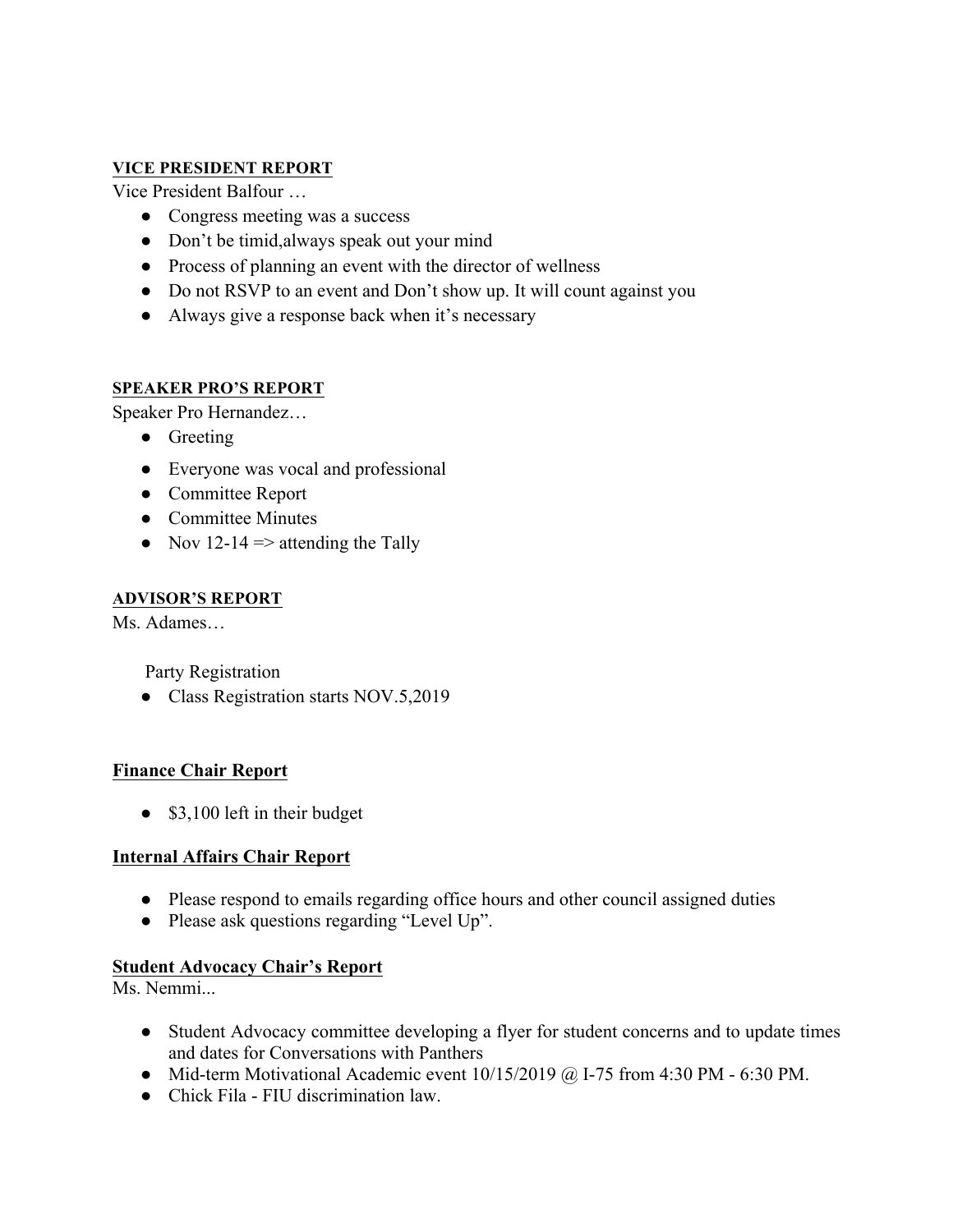**VICE PRESIDENT REPORT**

Vice President Balfour …

- Congress meeting was a success
- Don't be timid,always speak out your mind
- Process of planning an event with the director of wellness
- Do not RSVP to an event and Don't show up. It will count against you
- Always give a response back when it's necessary

**SPEAKER PRO'S REPORT**

Speaker Pro Hernandez…

- Greeting
- Everyone was vocal and professional
- Committee Report
- Committee Minutes
- Nov 12-14 => attending the Tally

**ADVISOR'S REPORT**

Ms. Adames…

Party Registration

- Class Registration starts NOV.5,2019

**Finance Chair Report**

- $3,100 left in their budget

**Internal Affairs Chair Report**

- Please respond to emails regarding office hours and other council assigned duties
- Please ask questions regarding "Level Up".

**Student Advocacy Chair's Report**

Ms. Nemmi...

- Student Advocacy committee developing a flyer for student concerns and to update times and dates for Conversations with Panthers
- Mid-term Motivational Academic event 10/15/2019 @ I-75 from 4:30 PM - 6:30 PM.
- Chick Fila - FIU discrimination law.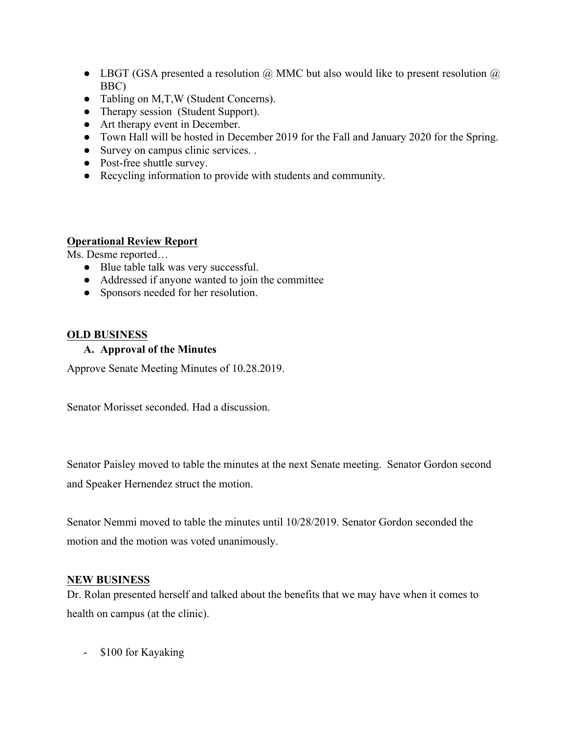- LBGT (GSA presented a resolution @ MMC but also would like to present resolution @ BBC)
- Tabling on M,T,W (Student Concerns).
- Therapy session (Student Support).
- Art therapy event in December.
- Town Hall will be hosted in December 2019 for the Fall and January 2020 for the Spring.
- Survey on campus clinic services. .
- Post-free shuttle survey.
- Recycling information to provide with students and community.

**Operational Review Report**

Ms. Desme reported…

- Blue table talk was very successful.
- Addressed if anyone wanted to join the committee
- Sponsors needed for her resolution.

**OLD BUSINESS**

**A. Approval of the Minutes**

Approve Senate Meeting Minutes of 10.28.2019.

Senator Morisset seconded. Had a discussion.

Senator Paisley moved to table the minutes at the next Senate meeting. Senator Gordon second and Speaker Hernendez struct the motion.

Senator Nemmi moved to table the minutes until 10/28/2019. Senator Gordon seconded the motion and the motion was voted unanimously.

**NEW BUSINESS**

Dr. Rolan presented herself and talked about the benefits that we may have when it comes to health on campus (at the clinic).

- $100 for Kayaking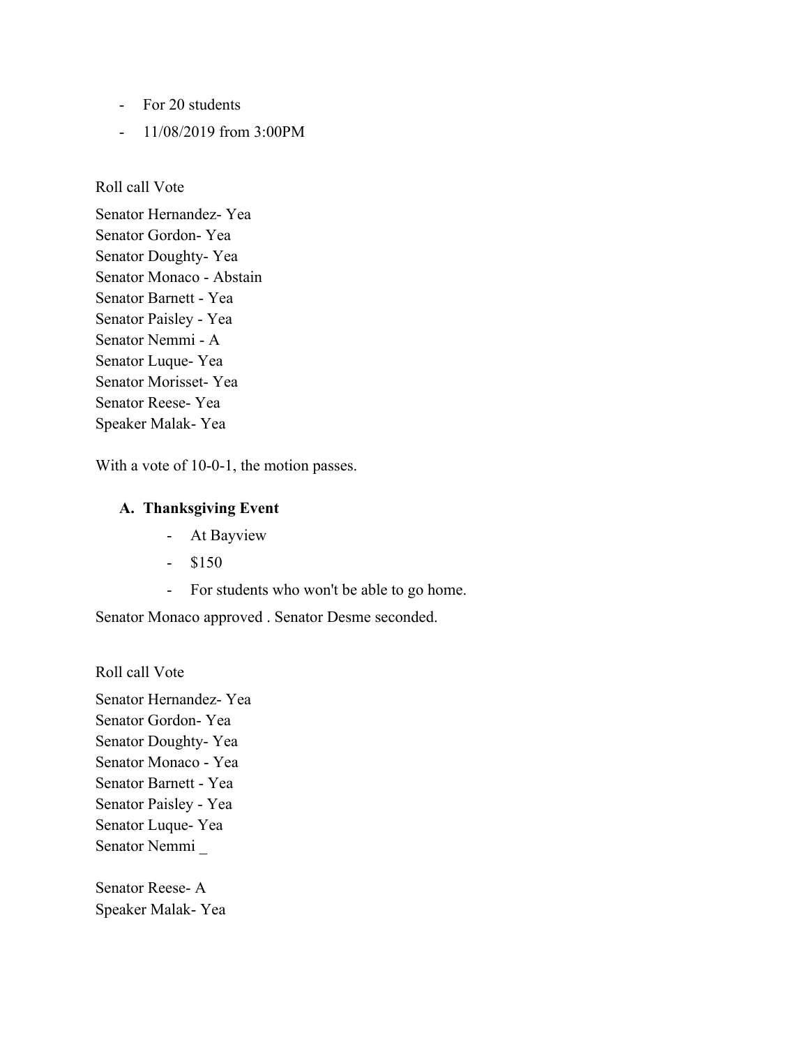- For 20 students
- 11/08/2019 from 3:00PM

Roll call Vote

Senator Hernandez- Yea  
Senator Gordon- Yea  
Senator Doughty- Yea  
Senator Monaco - Abstain  
Senator Barnett - Yea  
Senator Paisley - Yea  
Senator Nemmi - A  
Senator Luque- Yea  
Senator Morisset- Yea  
Senator Reese- Yea  
Speaker Malak- Yea

With a vote of 10-0-1, the motion passes.

**A. Thanksgiving Event**

- At Bayview
- $150
- For students who won't be able to go home.

Senator Monaco approved . Senator Desme seconded.

Roll call Vote

Senator Hernandez- Yea  
Senator Gordon- Yea  
Senator Doughty- Yea  
Senator Monaco - Yea  
Senator Barnett - Yea  
Senator Paisley - Yea  
Senator Luque- Yea  
Senator Nemmi _

Senator Reese- A  
Speaker Malak- Yea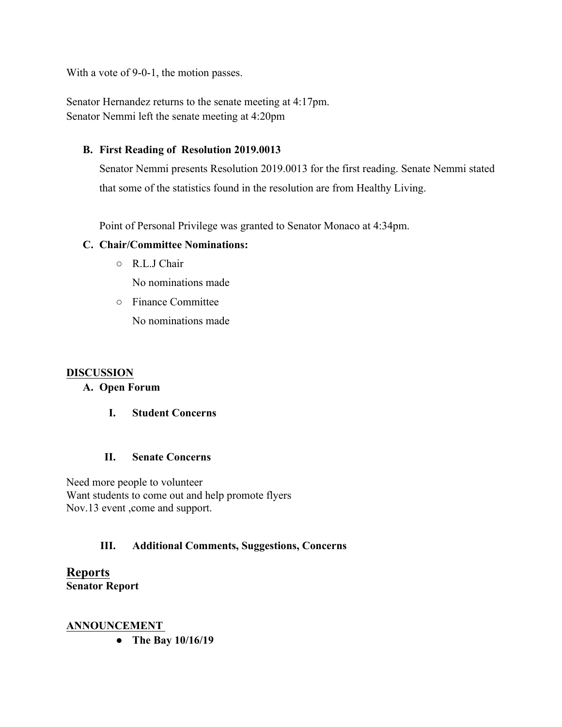With a vote of 9-0-1, the motion passes.

Senator Hernandez returns to the senate meeting at 4:17pm.
Senator Nemmi left the senate meeting at 4:20pm

**B. First Reading of Resolution 2019.0013**

Senator Nemmi presents Resolution 2019.0013 for the first reading. Senate Nemmi stated that some of the statistics found in the resolution are from Healthy Living.

Point of Personal Privilege was granted to Senator Monaco at 4:34pm.

**C. Chair/Committee Nominations:**

- R.L.J Chair
  
  No nominations made
- Finance Committee
  
  No nominations made

**DISCUSSION**

**A. Open Forum**

**I. Student Concerns**

**II. Senate Concerns**

Need more people to volunteer
Want students to come out and help promote flyers
Nov.13 event ,come and support.

**III. Additional Comments, Suggestions, Concerns**

## Reports

**Senator Report**

**ANNOUNCEMENT**

- **The Bay 10/16/19**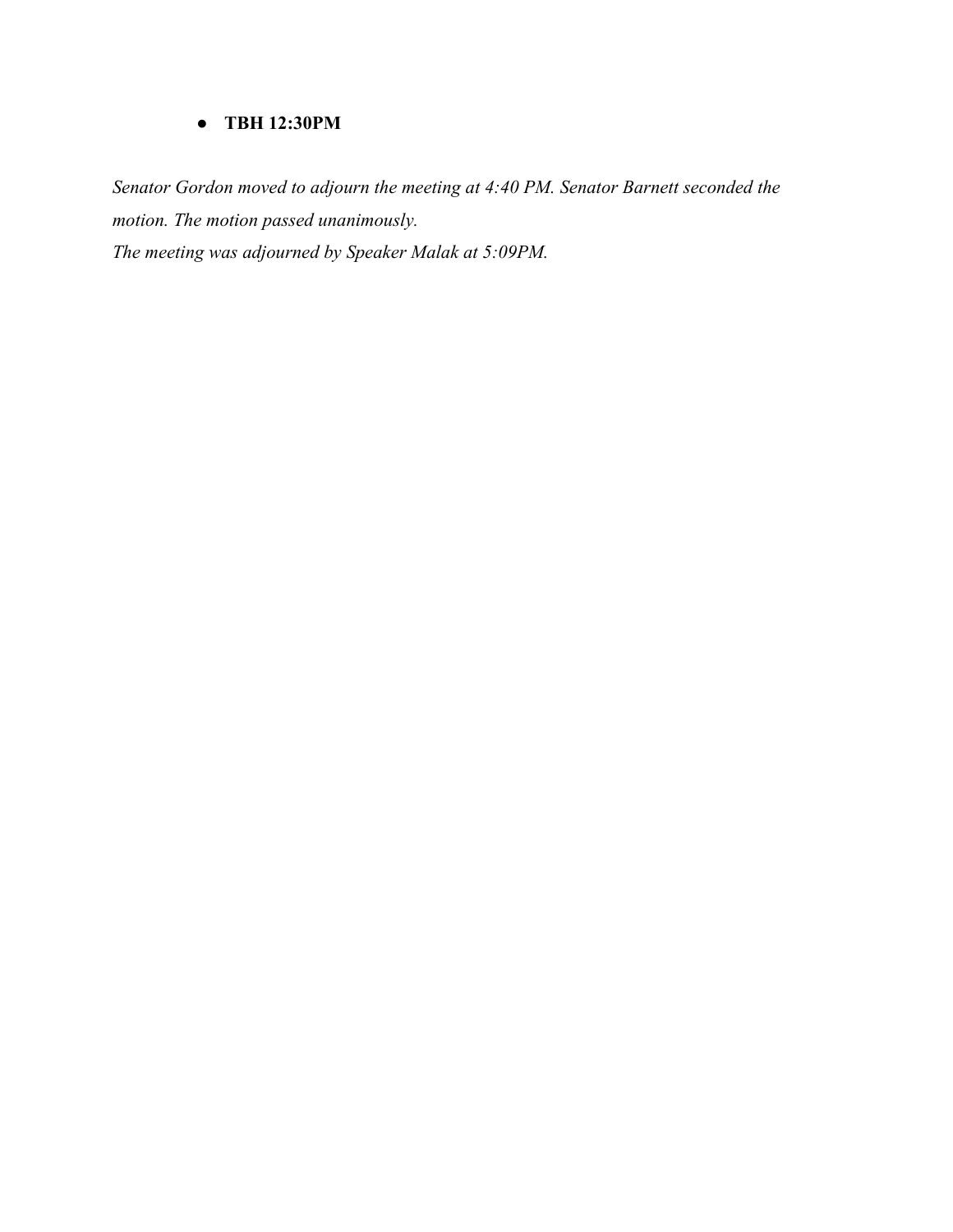- **TBH 12:30PM**

*Senator Gordon moved to adjourn the meeting at 4:40 PM. Senator Barnett seconded the motion. The motion passed unanimously.*
*The meeting was adjourned by Speaker Malak at 5:09PM.*